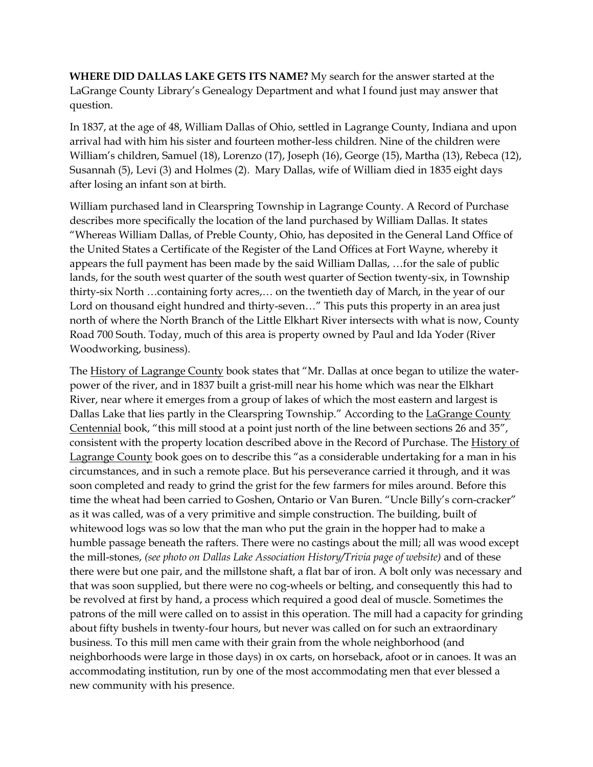**WHERE DID DALLAS LAKE GETS ITS NAME?** My search for the answer started at the LaGrange County Library's Genealogy Department and what I found just may answer that question.

In 1837, at the age of 48, William Dallas of Ohio, settled in Lagrange County, Indiana and upon arrival had with him his sister and fourteen mother-less children. Nine of the children were William's children, Samuel (18), Lorenzo (17), Joseph (16), George (15), Martha (13), Rebeca (12), Susannah (5), Levi (3) and Holmes (2). Mary Dallas, wife of William died in 1835 eight days after losing an infant son at birth.

William purchased land in Clearspring Township in Lagrange County. A Record of Purchase describes more specifically the location of the land purchased by William Dallas. It states "Whereas William Dallas, of Preble County, Ohio, has deposited in the General Land Office of the United States a Certificate of the Register of the Land Offices at Fort Wayne, whereby it appears the full payment has been made by the said William Dallas, …for the sale of public lands, for the south west quarter of the south west quarter of Section twenty-six, in Township thirty-six North …containing forty acres,… on the twentieth day of March, in the year of our Lord on thousand eight hundred and thirty-seven…" This puts this property in an area just north of where the North Branch of the Little Elkhart River intersects with what is now, County Road 700 South. Today, much of this area is property owned by Paul and Ida Yoder (River Woodworking, business).

The History of Lagrange County book states that "Mr. Dallas at once began to utilize the water-power of the river, and in 1837 built a grist-mill near his home which was near the Elkhart River, near where it emerges from a group of lakes of which the most eastern and largest is Dallas Lake that lies partly in the Clearspring Township." According to the LaGrange County Centennial book, "this mill stood at a point just north of the line between sections 26 and 35", consistent with the property location described above in the Record of Purchase. The History of Lagrange County book goes on to describe this "as a considerable undertaking for a man in his circumstances, and in such a remote place. But his perseverance carried it through, and it was soon completed and ready to grind the grist for the few farmers for miles around. Before this time the wheat had been carried to Goshen, Ontario or Van Buren. "Uncle Billy's corn-cracker" as it was called, was of a very primitive and simple construction. The building, built of whitewood logs was so low that the man who put the grain in the hopper had to make a humble passage beneath the rafters. There were no castings about the mill; all was wood except the mill-stones, *(see photo on Dallas Lake Association History/Trivia page of website)* and of these there were but one pair, and the millstone shaft, a flat bar of iron. A bolt only was necessary and that was soon supplied, but there were no cog-wheels or belting, and consequently this had to be revolved at first by hand, a process which required a good deal of muscle. Sometimes the patrons of the mill were called on to assist in this operation. The mill had a capacity for grinding about fifty bushels in twenty-four hours, but never was called on for such an extraordinary business. To this mill men came with their grain from the whole neighborhood (and neighborhoods were large in those days) in ox carts, on horseback, afoot or in canoes. It was an accommodating institution, run by one of the most accommodating men that ever blessed a new community with his presence.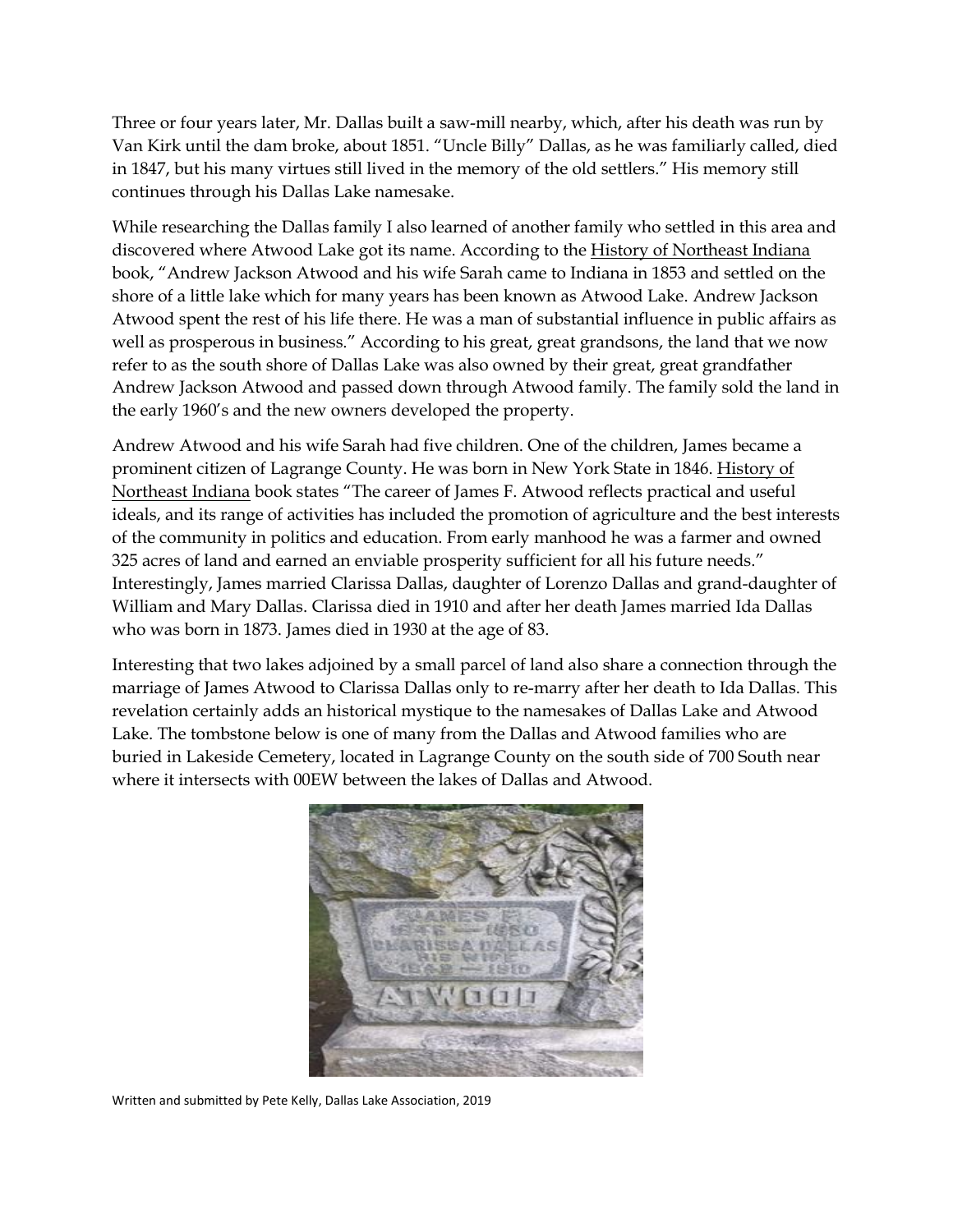Three or four years later, Mr. Dallas built a saw-mill nearby, which, after his death was run by Van Kirk until the dam broke, about 1851. "Uncle Billy" Dallas, as he was familiarly called, died in 1847, but his many virtues still lived in the memory of the old settlers." His memory still continues through his Dallas Lake namesake.

While researching the Dallas family I also learned of another family who settled in this area and discovered where Atwood Lake got its name. According to the History of Northeast Indiana book, "Andrew Jackson Atwood and his wife Sarah came to Indiana in 1853 and settled on the shore of a little lake which for many years has been known as Atwood Lake. Andrew Jackson Atwood spent the rest of his life there. He was a man of substantial influence in public affairs as well as prosperous in business." According to his great, great grandsons, the land that we now refer to as the south shore of Dallas Lake was also owned by their great, great grandfather Andrew Jackson Atwood and passed down through Atwood family. The family sold the land in the early 1960's and the new owners developed the property.

Andrew Atwood and his wife Sarah had five children. One of the children, James became a prominent citizen of Lagrange County. He was born in New York State in 1846. History of Northeast Indiana book states "The career of James F. Atwood reflects practical and useful ideals, and its range of activities has included the promotion of agriculture and the best interests of the community in politics and education. From early manhood he was a farmer and owned 325 acres of land and earned an enviable prosperity sufficient for all his future needs." Interestingly, James married Clarissa Dallas, daughter of Lorenzo Dallas and grand-daughter of William and Mary Dallas. Clarissa died in 1910 and after her death James married Ida Dallas who was born in 1873. James died in 1930 at the age of 83.

Interesting that two lakes adjoined by a small parcel of land also share a connection through the marriage of James Atwood to Clarissa Dallas only to re-marry after her death to Ida Dallas. This revelation certainly adds an historical mystique to the namesakes of Dallas Lake and Atwood Lake. The tombstone below is one of many from the Dallas and Atwood families who are buried in Lakeside Cemetery, located in Lagrange County on the south side of 700 South near where it intersects with 00EW between the lakes of Dallas and Atwood.

Written and submitted by Pete Kelly, Dallas Lake Association, 2019